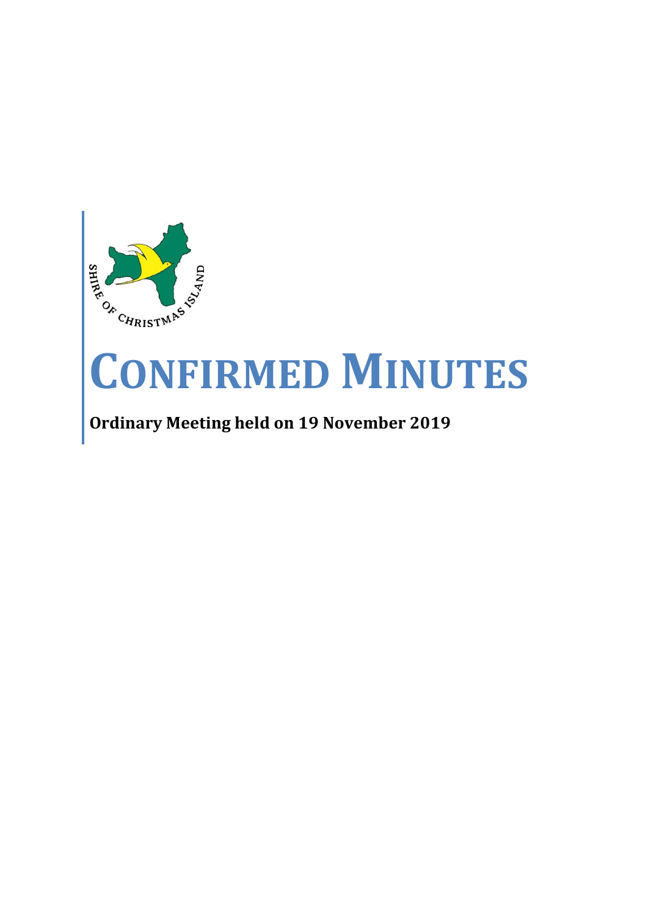# CONFIRMED MINUTES

**Ordinary Meeting held on 19 November 2019**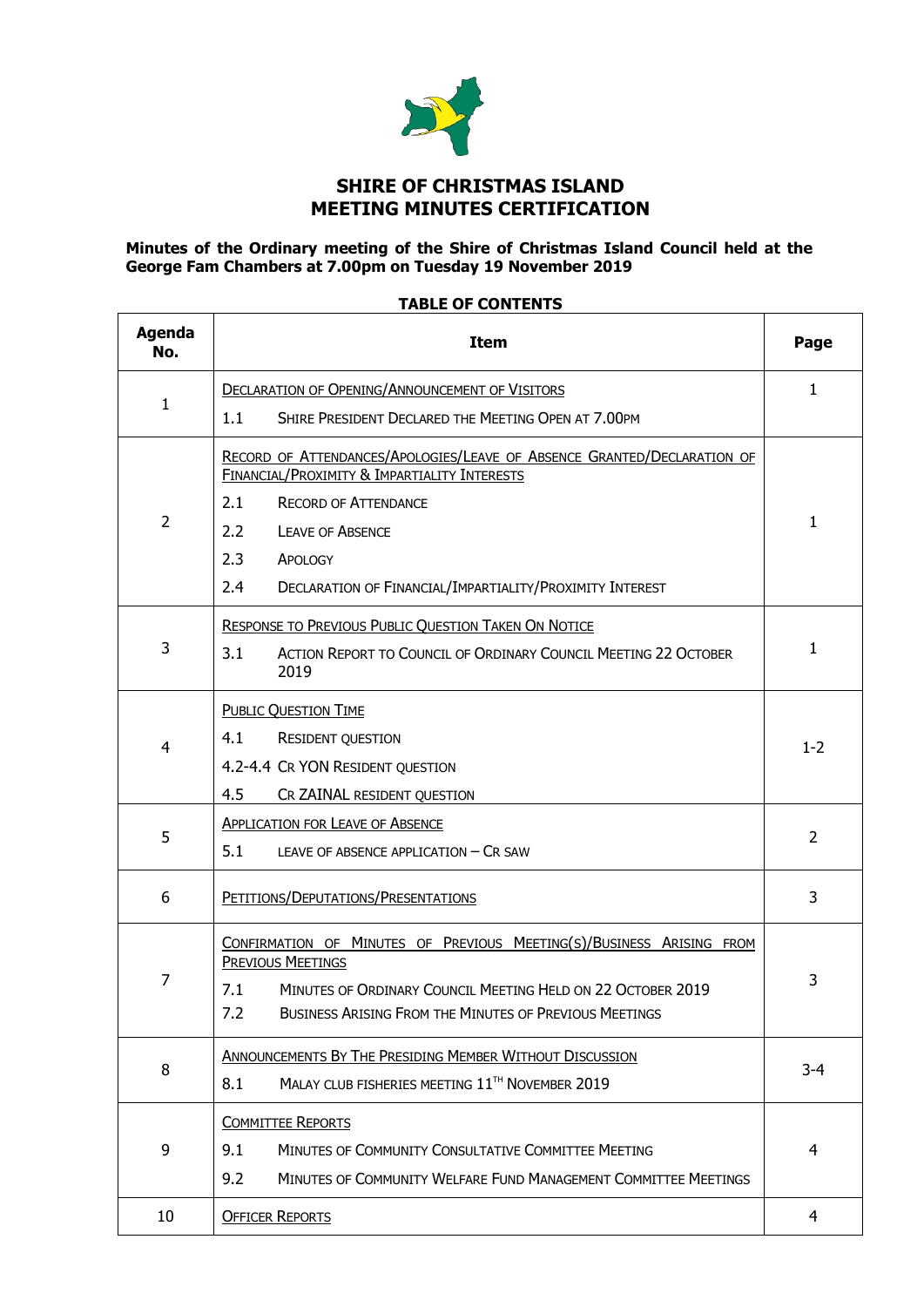# SHIRE OF CHRISTMAS ISLAND
# MEETING MINUTES CERTIFICATION

**Minutes of the Ordinary meeting of the Shire of Christmas Island Council held at the George Fam Chambers at 7.00pm on Tuesday 19 November 2019**

**TABLE OF CONTENTS**

| Agenda No. | Item | Page |
|---|---|---|
| 1 | DECLARATION OF OPENING/ANNOUNCEMENT OF VISITORS<br>1.1 SHIRE PRESIDENT DECLARED THE MEETING OPEN AT 7.00PM | 1 |
| 2 | RECORD OF ATTENDANCES/APOLOGIES/LEAVE OF ABSENCE GRANTED/DECLARATION OF FINANCIAL/PROXIMITY & IMPARTIALITY INTERESTS<br>2.1 RECORD OF ATTENDANCE<br>2.2 LEAVE OF ABSENCE<br>2.3 APOLOGY<br>2.4 DECLARATION OF FINANCIAL/IMPARTIALITY/PROXIMITY INTEREST | 1 |
| 3 | RESPONSE TO PREVIOUS PUBLIC QUESTION TAKEN ON NOTICE<br>3.1 ACTION REPORT TO COUNCIL OF ORDINARY COUNCIL MEETING 22 OCTOBER 2019 | 1 |
| 4 | PUBLIC QUESTION TIME<br>4.1 RESIDENT QUESTION<br>4.2-4.4 CR YON RESIDENT QUESTION<br>4.5 CR ZAINAL RESIDENT QUESTION | 1-2 |
| 5 | APPLICATION FOR LEAVE OF ABSENCE<br>5.1 LEAVE OF ABSENCE APPLICATION – CR SAW | 2 |
| 6 | PETITIONS/DEPUTATIONS/PRESENTATIONS | 3 |
| 7 | CONFIRMATION OF MINUTES OF PREVIOUS MEETING(S)/BUSINESS ARISING FROM PREVIOUS MEETINGS<br>7.1 MINUTES OF ORDINARY COUNCIL MEETING HELD ON 22 OCTOBER 2019<br>7.2 BUSINESS ARISING FROM THE MINUTES OF PREVIOUS MEETINGS | 3 |
| 8 | ANNOUNCEMENTS BY THE PRESIDING MEMBER WITHOUT DISCUSSION<br>8.1 MALAY CLUB FISHERIES MEETING 11TH NOVEMBER 2019 | 3-4 |
| 9 | COMMITTEE REPORTS<br>9.1 MINUTES OF COMMUNITY CONSULTATIVE COMMITTEE MEETING<br>9.2 MINUTES OF COMMUNITY WELFARE FUND MANAGEMENT COMMITTEE MEETINGS | 4 |
| 10 | OFFICER REPORTS | 4 |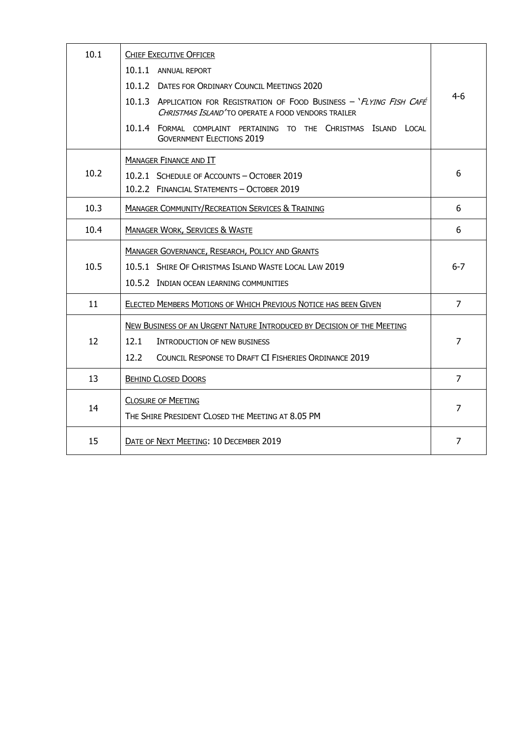| | | |
|---|---|---|
| 10.1 | CHIEF EXECUTIVE OFFICER<br>10.1.1 ANNUAL REPORT<br>10.1.2 DATES FOR ORDINARY COUNCIL MEETINGS 2020<br>10.1.3 APPLICATION FOR REGISTRATION OF FOOD BUSINESS – '*FLYING FISH CAFÉ CHRISTMAS ISLAND*' TO OPERATE A FOOD VENDORS TRAILER<br>10.1.4 FORMAL COMPLAINT PERTAINING TO THE CHRISTMAS ISLAND LOCAL GOVERNMENT ELECTIONS 2019 | 4-6 |
| 10.2 | MANAGER FINANCE AND IT<br>10.2.1 SCHEDULE OF ACCOUNTS – OCTOBER 2019<br>10.2.2 FINANCIAL STATEMENTS – OCTOBER 2019 | 6 |
| 10.3 | MANAGER COMMUNITY/RECREATION SERVICES & TRAINING | 6 |
| 10.4 | MANAGER WORK, SERVICES & WASTE | 6 |
| 10.5 | MANAGER GOVERNANCE, RESEARCH, POLICY AND GRANTS<br>10.5.1 SHIRE OF CHRISTMAS ISLAND WASTE LOCAL LAW 2019<br>10.5.2 INDIAN OCEAN LEARNING COMMUNITIES | 6-7 |
| 11 | ELECTED MEMBERS MOTIONS OF WHICH PREVIOUS NOTICE HAS BEEN GIVEN | 7 |
| 12 | NEW BUSINESS OF AN URGENT NATURE INTRODUCED BY DECISION OF THE MEETING<br>12.1 INTRODUCTION OF NEW BUSINESS<br>12.2 COUNCIL RESPONSE TO DRAFT CI FISHERIES ORDINANCE 2019 | 7 |
| 13 | BEHIND CLOSED DOORS | 7 |
| 14 | CLOSURE OF MEETING<br>THE SHIRE PRESIDENT CLOSED THE MEETING AT 8.05 PM | 7 |
| 15 | DATE OF NEXT MEETING: 10 DECEMBER 2019 | 7 |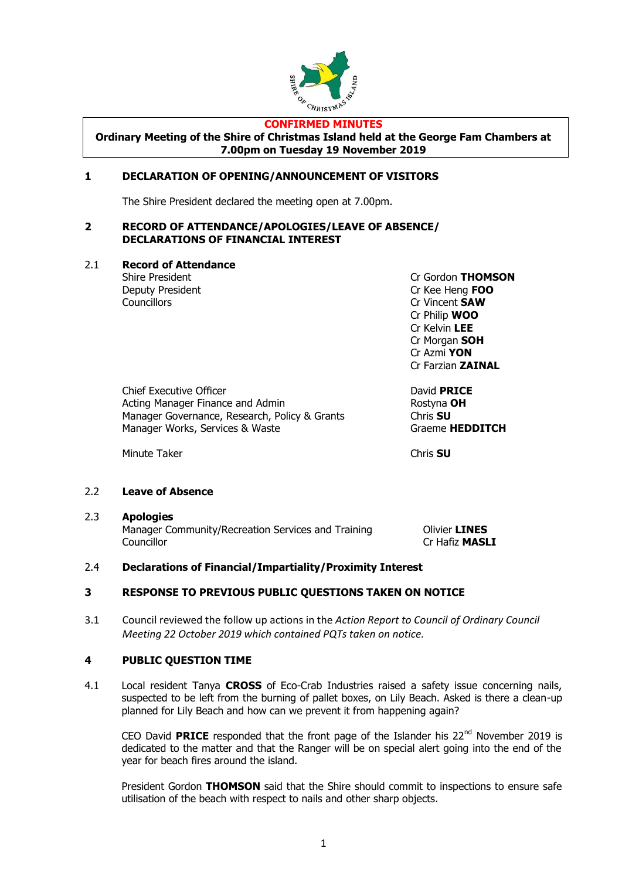**CONFIRMED MINUTES**

**Ordinary Meeting of the Shire of Christmas Island held at the George Fam Chambers at 7.00pm on Tuesday 19 November 2019**

## 1 DECLARATION OF OPENING/ANNOUNCEMENT OF VISITORS

The Shire President declared the meeting open at 7.00pm.

## 2 RECORD OF ATTENDANCE/APOLOGIES/LEAVE OF ABSENCE/ DECLARATIONS OF FINANCIAL INTEREST

### 2.1 Record of Attendance

| | |
|---|---|
| Shire President | Cr Gordon **THOMSON** |
| Deputy President | Cr Kee Heng **FOO** |
| Councillors | Cr Vincent **SAW** |
| | Cr Philip **WOO** |
| | Cr Kelvin **LEE** |
| | Cr Morgan **SOH** |
| | Cr Azmi **YON** |
| | Cr Farzian **ZAINAL** |
| Chief Executive Officer | David **PRICE** |
| Acting Manager Finance and Admin | Rostyna **OH** |
| Manager Governance, Research, Policy & Grants | Chris **SU** |
| Manager Works, Services & Waste | Graeme **HEDDITCH** |
| Minute Taker | Chris **SU** |

### 2.2 Leave of Absence

### 2.3 Apologies

| | |
|---|---|
| Manager Community/Recreation Services and Training | Olivier **LINES** |
| Councillor | Cr Hafiz **MASLI** |

### 2.4 Declarations of Financial/Impartiality/Proximity Interest

## 3 RESPONSE TO PREVIOUS PUBLIC QUESTIONS TAKEN ON NOTICE

3.1 Council reviewed the follow up actions in the *Action Report to Council of Ordinary Council Meeting 22 October 2019 which contained PQTs taken on notice.*

## 4 PUBLIC QUESTION TIME

4.1 Local resident Tanya **CROSS** of Eco-Crab Industries raised a safety issue concerning nails, suspected to be left from the burning of pallet boxes, on Lily Beach. Asked is there a clean-up planned for Lily Beach and how can we prevent it from happening again?

CEO David **PRICE** responded that the front page of the Islander his 22nd November 2019 is dedicated to the matter and that the Ranger will be on special alert going into the end of the year for beach fires around the island.

President Gordon **THOMSON** said that the Shire should commit to inspections to ensure safe utilisation of the beach with respect to nails and other sharp objects.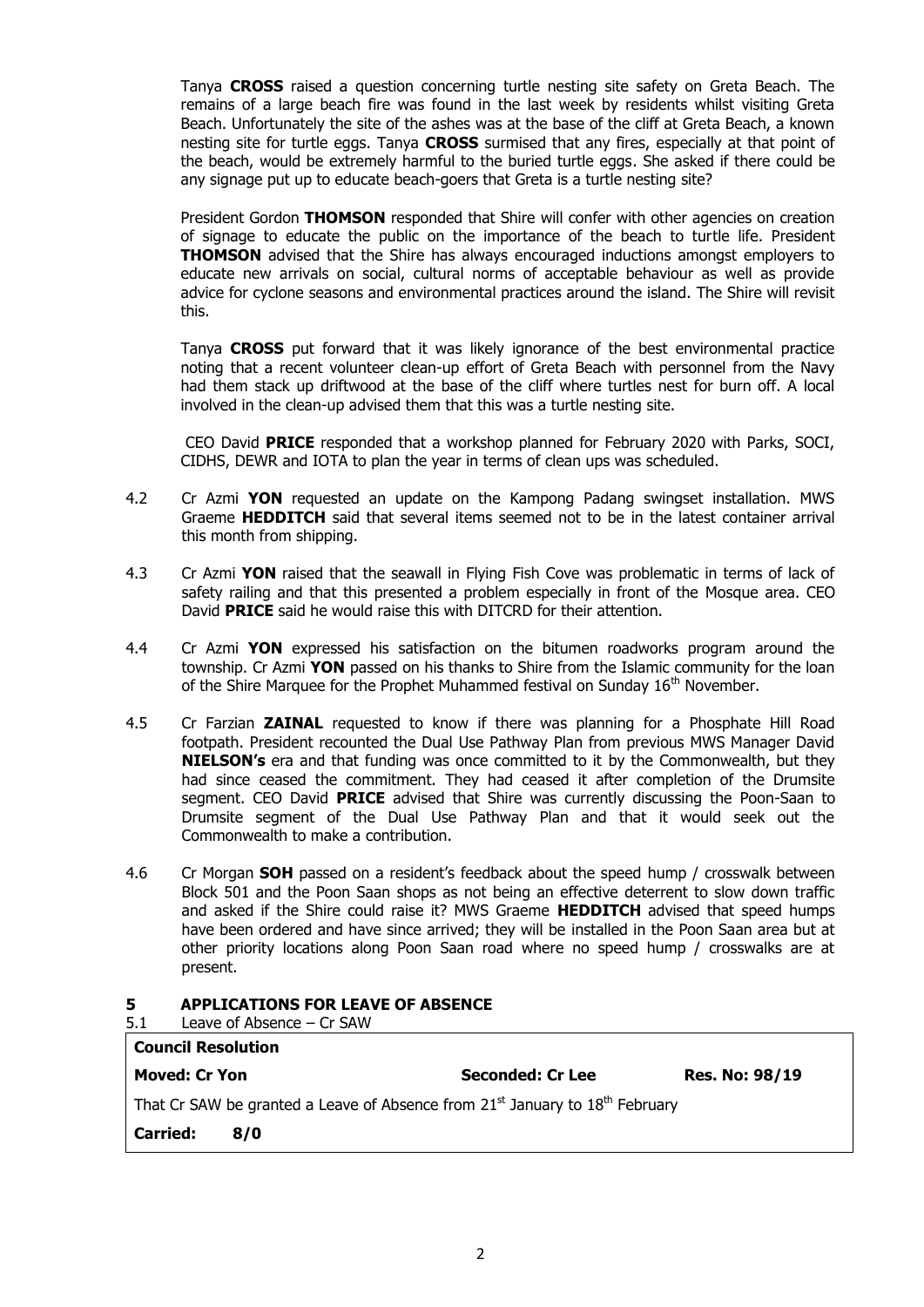Tanya **CROSS** raised a question concerning turtle nesting site safety on Greta Beach. The remains of a large beach fire was found in the last week by residents whilst visiting Greta Beach. Unfortunately the site of the ashes was at the base of the cliff at Greta Beach, a known nesting site for turtle eggs. Tanya **CROSS** surmised that any fires, especially at that point of the beach, would be extremely harmful to the buried turtle eggs. She asked if there could be any signage put up to educate beach-goers that Greta is a turtle nesting site?

President Gordon **THOMSON** responded that Shire will confer with other agencies on creation of signage to educate the public on the importance of the beach to turtle life. President **THOMSON** advised that the Shire has always encouraged inductions amongst employers to educate new arrivals on social, cultural norms of acceptable behaviour as well as provide advice for cyclone seasons and environmental practices around the island. The Shire will revisit this.

Tanya **CROSS** put forward that it was likely ignorance of the best environmental practice noting that a recent volunteer clean-up effort of Greta Beach with personnel from the Navy had them stack up driftwood at the base of the cliff where turtles nest for burn off. A local involved in the clean-up advised them that this was a turtle nesting site.

CEO David **PRICE** responded that a workshop planned for February 2020 with Parks, SOCI, CIDHS, DEWR and IOTA to plan the year in terms of clean ups was scheduled.

4.2 Cr Azmi **YON** requested an update on the Kampong Padang swingset installation. MWS Graeme **HEDDITCH** said that several items seemed not to be in the latest container arrival this month from shipping.

4.3 Cr Azmi **YON** raised that the seawall in Flying Fish Cove was problematic in terms of lack of safety railing and that this presented a problem especially in front of the Mosque area. CEO David **PRICE** said he would raise this with DITCRD for their attention.

4.4 Cr Azmi **YON** expressed his satisfaction on the bitumen roadworks program around the township. Cr Azmi **YON** passed on his thanks to Shire from the Islamic community for the loan of the Shire Marquee for the Prophet Muhammed festival on Sunday 16th November.

4.5 Cr Farzian **ZAINAL** requested to know if there was planning for a Phosphate Hill Road footpath. President recounted the Dual Use Pathway Plan from previous MWS Manager David **NIELSON's** era and that funding was once committed to it by the Commonwealth, but they had since ceased the commitment. They had ceased it after completion of the Drumsite segment. CEO David **PRICE** advised that Shire was currently discussing the Poon-Saan to Drumsite segment of the Dual Use Pathway Plan and that it would seek out the Commonwealth to make a contribution.

4.6 Cr Morgan **SOH** passed on a resident's feedback about the speed hump / crosswalk between Block 501 and the Poon Saan shops as not being an effective deterrent to slow down traffic and asked if the Shire could raise it? MWS Graeme **HEDDITCH** advised that speed humps have been ordered and have since arrived; they will be installed in the Poon Saan area but at other priority locations along Poon Saan road where no speed hump / crosswalks are at present.

## 5 APPLICATIONS FOR LEAVE OF ABSENCE

5.1 Leave of Absence – Cr SAW

| **Council Resolution** | | |
|---|---|---|
| **Moved: Cr Yon** | **Seconded: Cr Lee** | **Res. No: 98/19** |
| That Cr SAW be granted a Leave of Absence from 21st January to 18th February | | |
| **Carried: 8/0** | | |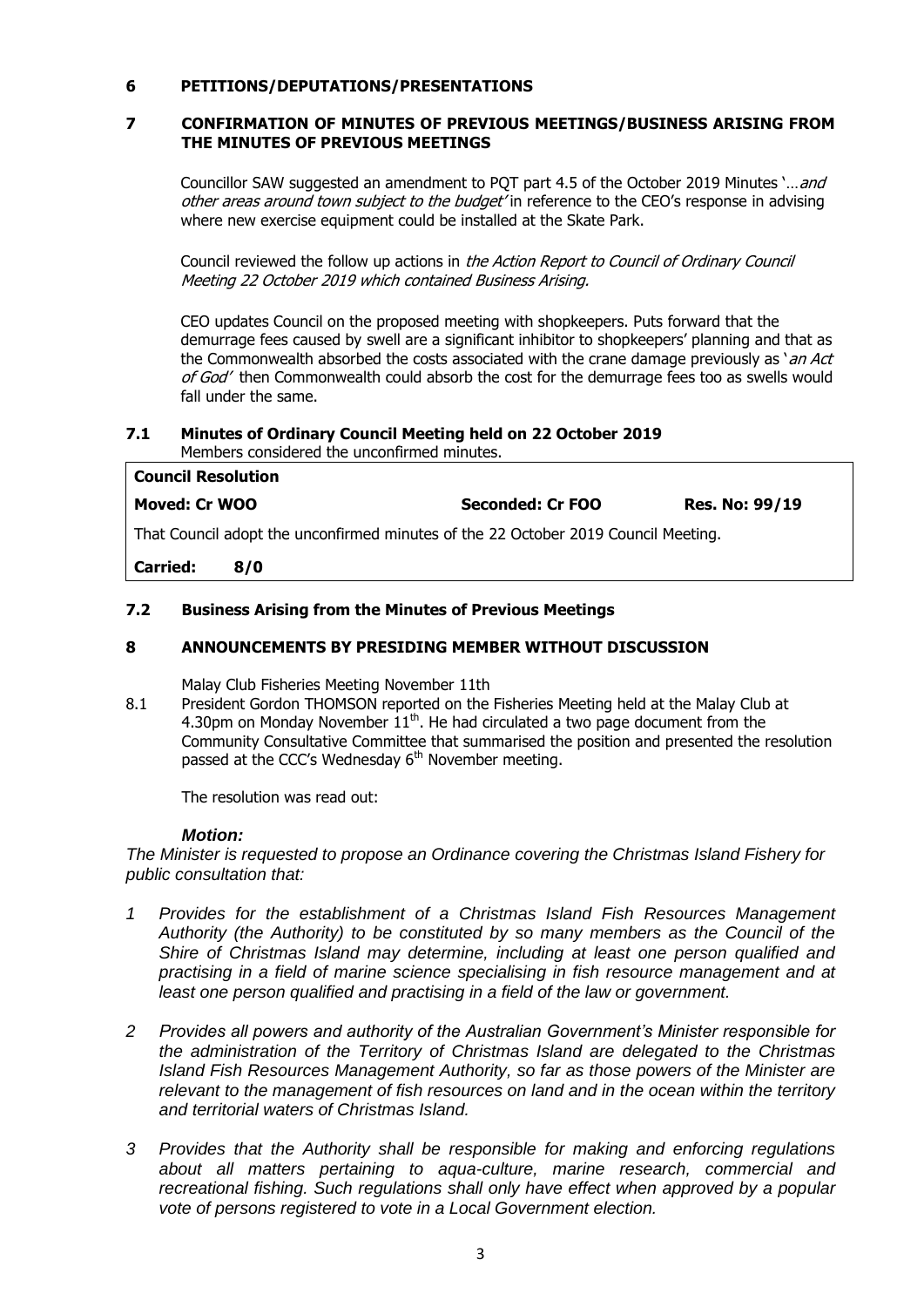## 6 PETITIONS/DEPUTATIONS/PRESENTATIONS

## 7 CONFIRMATION OF MINUTES OF PREVIOUS MEETINGS/BUSINESS ARISING FROM THE MINUTES OF PREVIOUS MEETINGS

Councillor SAW suggested an amendment to PQT part 4.5 of the October 2019 Minutes '*…and other areas around town subject to the budget'* in reference to the CEO's response in advising where new exercise equipment could be installed at the Skate Park.

Council reviewed the follow up actions in *the Action Report to Council of Ordinary Council Meeting 22 October 2019 which contained Business Arising.*

CEO updates Council on the proposed meeting with shopkeepers. Puts forward that the demurrage fees caused by swell are a significant inhibitor to shopkeepers' planning and that as the Commonwealth absorbed the costs associated with the crane damage previously as '*an Act of God'* then Commonwealth could absorb the cost for the demurrage fees too as swells would fall under the same.

### 7.1 Minutes of Ordinary Council Meeting held on 22 October 2019

Members considered the unconfirmed minutes.

| **Council Resolution** | | |
|---|---|---|
| **Moved: Cr WOO** | **Seconded: Cr FOO** | **Res. No: 99/19** |
| That Council adopt the unconfirmed minutes of the 22 October 2019 Council Meeting. | | |
| **Carried: 8/0** | | |

### 7.2 Business Arising from the Minutes of Previous Meetings

## 8 ANNOUNCEMENTS BY PRESIDING MEMBER WITHOUT DISCUSSION

Malay Club Fisheries Meeting November 11th

8.1 President Gordon THOMSON reported on the Fisheries Meeting held at the Malay Club at 4.30pm on Monday November 11th. He had circulated a two page document from the Community Consultative Committee that summarised the position and presented the resolution passed at the CCC's Wednesday 6th November meeting.

The resolution was read out:

***Motion:***

*The Minister is requested to propose an Ordinance covering the Christmas Island Fishery for public consultation that:*

1. *Provides for the establishment of a Christmas Island Fish Resources Management Authority (the Authority) to be constituted by so many members as the Council of the Shire of Christmas Island may determine, including at least one person qualified and practising in a field of marine science specialising in fish resource management and at least one person qualified and practising in a field of the law or government.*
2. *Provides all powers and authority of the Australian Government's Minister responsible for the administration of the Territory of Christmas Island are delegated to the Christmas Island Fish Resources Management Authority, so far as those powers of the Minister are relevant to the management of fish resources on land and in the ocean within the territory and territorial waters of Christmas Island.*
3. *Provides that the Authority shall be responsible for making and enforcing regulations about all matters pertaining to aqua-culture, marine research, commercial and recreational fishing. Such regulations shall only have effect when approved by a popular vote of persons registered to vote in a Local Government election.*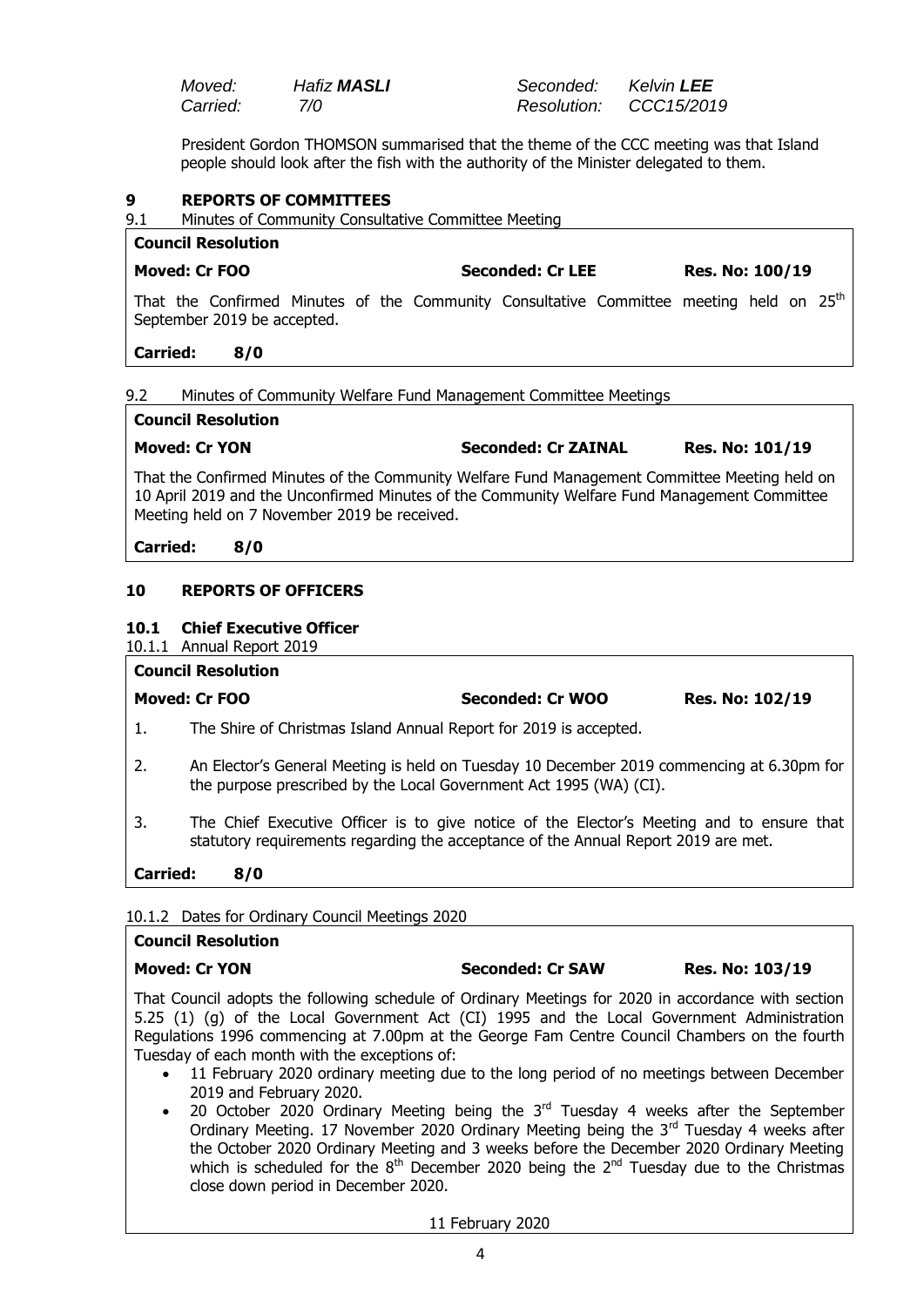| *Moved:* | *Hafiz **MASLI*** | *Seconded:* | *Kelvin **LEE*** |
|---|---|---|---|
| *Carried:* | *7/0* | *Resolution:* | *CCC15/2019* |

President Gordon THOMSON summarised that the theme of the CCC meeting was that Island people should look after the fish with the authority of the Minister delegated to them.

## 9 REPORTS OF COMMITTEES

9.1 Minutes of Community Consultative Committee Meeting

**Council Resolution**

**Moved: Cr FOO** **Seconded: Cr LEE** **Res. No: 100/19**

That the Confirmed Minutes of the Community Consultative Committee meeting held on 25th September 2019 be accepted.

**Carried: 8/0**

9.2 Minutes of Community Welfare Fund Management Committee Meetings

**Council Resolution**

**Moved: Cr YON** **Seconded: Cr ZAINAL** **Res. No: 101/19**

That the Confirmed Minutes of the Community Welfare Fund Management Committee Meeting held on 10 April 2019 and the Unconfirmed Minutes of the Community Welfare Fund Management Committee Meeting held on 7 November 2019 be received.

**Carried: 8/0**

## 10 REPORTS OF OFFICERS

### 10.1 Chief Executive Officer

10.1.1 Annual Report 2019

**Council Resolution**

**Moved: Cr FOO** **Seconded: Cr WOO** **Res. No: 102/19**

1. The Shire of Christmas Island Annual Report for 2019 is accepted.
2. An Elector's General Meeting is held on Tuesday 10 December 2019 commencing at 6.30pm for the purpose prescribed by the Local Government Act 1995 (WA) (CI).
3. The Chief Executive Officer is to give notice of the Elector's Meeting and to ensure that statutory requirements regarding the acceptance of the Annual Report 2019 are met.

**Carried: 8/0**

10.1.2 Dates for Ordinary Council Meetings 2020

**Council Resolution**

**Moved: Cr YON** **Seconded: Cr SAW** **Res. No: 103/19**

That Council adopts the following schedule of Ordinary Meetings for 2020 in accordance with section 5.25 (1) (g) of the Local Government Act (CI) 1995 and the Local Government Administration Regulations 1996 commencing at 7.00pm at the George Fam Centre Council Chambers on the fourth Tuesday of each month with the exceptions of:

- 11 February 2020 ordinary meeting due to the long period of no meetings between December 2019 and February 2020.
- 20 October 2020 Ordinary Meeting being the 3rd Tuesday 4 weeks after the September Ordinary Meeting. 17 November 2020 Ordinary Meeting being the 3rd Tuesday 4 weeks after the October 2020 Ordinary Meeting and 3 weeks before the December 2020 Ordinary Meeting which is scheduled for the 8th December 2020 being the 2nd Tuesday due to the Christmas close down period in December 2020.

11 February 2020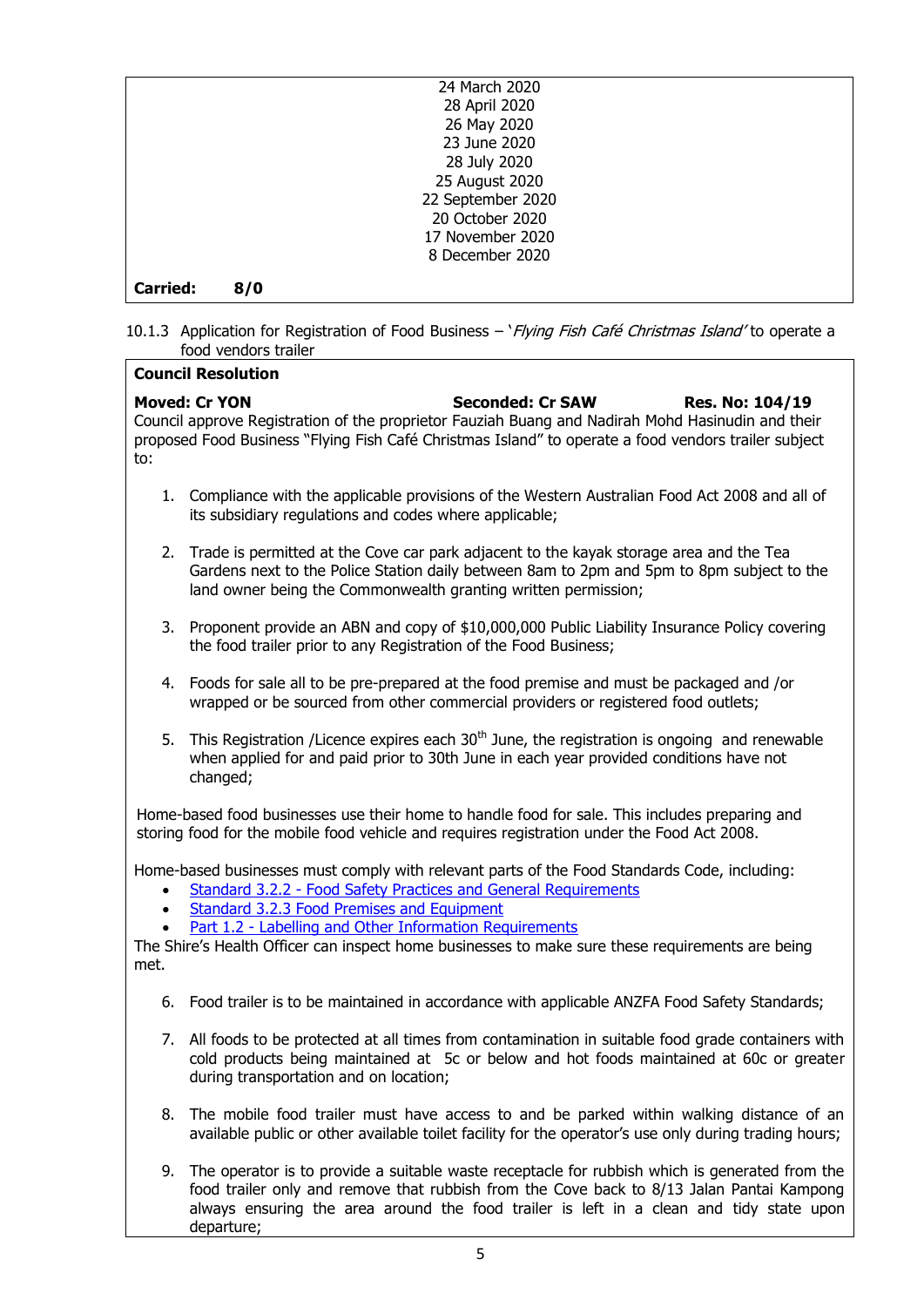24 March 2020
28 April 2020
26 May 2020
23 June 2020
28 July 2020
25 August 2020
22 September 2020
20 October 2020
17 November 2020
8 December 2020

**Carried: 8/0**

10.1.3 Application for Registration of Food Business – '*Flying Fish Café Christmas Island*' to operate a food vendors trailer

**Council Resolution**

**Moved: Cr YON** **Seconded: Cr SAW** **Res. No: 104/19**

Council approve Registration of the proprietor Fauziah Buang and Nadirah Mohd Hasinudin and their proposed Food Business "Flying Fish Café Christmas Island" to operate a food vendors trailer subject to:

1. Compliance with the applicable provisions of the Western Australian Food Act 2008 and all of its subsidiary regulations and codes where applicable;

2. Trade is permitted at the Cove car park adjacent to the kayak storage area and the Tea Gardens next to the Police Station daily between 8am to 2pm and 5pm to 8pm subject to the land owner being the Commonwealth granting written permission;

3. Proponent provide an ABN and copy of $10,000,000 Public Liability Insurance Policy covering the food trailer prior to any Registration of the Food Business;

4. Foods for sale all to be pre-prepared at the food premise and must be packaged and /or wrapped or be sourced from other commercial providers or registered food outlets;

5. This Registration /Licence expires each 30th June, the registration is ongoing and renewable when applied for and paid prior to 30th June in each year provided conditions have not changed;

Home-based food businesses use their home to handle food for sale. This includes preparing and storing food for the mobile food vehicle and requires registration under the Food Act 2008.

Home-based businesses must comply with relevant parts of the Food Standards Code, including:

- Standard 3.2.2 - Food Safety Practices and General Requirements
- Standard 3.2.3 Food Premises and Equipment
- Part 1.2 - Labelling and Other Information Requirements

The Shire's Health Officer can inspect home businesses to make sure these requirements are being met.

6. Food trailer is to be maintained in accordance with applicable ANZFA Food Safety Standards;

7. All foods to be protected at all times from contamination in suitable food grade containers with cold products being maintained at 5c or below and hot foods maintained at 60c or greater during transportation and on location;

8. The mobile food trailer must have access to and be parked within walking distance of an available public or other available toilet facility for the operator's use only during trading hours;

9. The operator is to provide a suitable waste receptacle for rubbish which is generated from the food trailer only and remove that rubbish from the Cove back to 8/13 Jalan Pantai Kampong always ensuring the area around the food trailer is left in a clean and tidy state upon departure;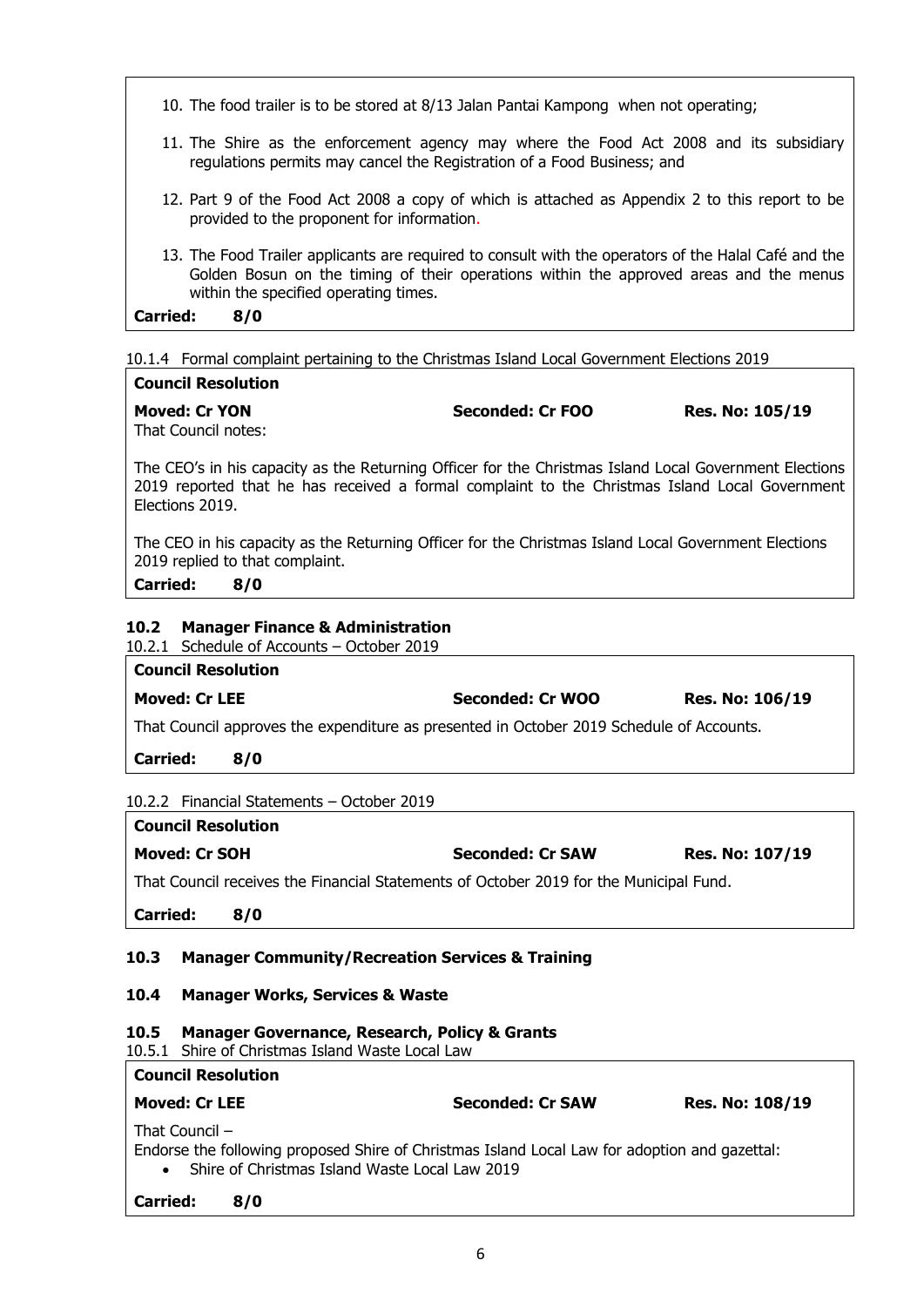10. The food trailer is to be stored at 8/13 Jalan Pantai Kampong when not operating;
11. The Shire as the enforcement agency may where the Food Act 2008 and its subsidiary regulations permits may cancel the Registration of a Food Business; and
12. Part 9 of the Food Act 2008 a copy of which is attached as Appendix 2 to this report to be provided to the proponent for information.
13. The Food Trailer applicants are required to consult with the operators of the Halal Café and the Golden Bosun on the timing of their operations within the approved areas and the menus within the specified operating times.

**Carried: 8/0**

10.1.4 Formal complaint pertaining to the Christmas Island Local Government Elections 2019

**Council Resolution**

**Moved: Cr YON** **Seconded: Cr FOO** **Res. No: 105/19**

That Council notes:

The CEO's in his capacity as the Returning Officer for the Christmas Island Local Government Elections 2019 reported that he has received a formal complaint to the Christmas Island Local Government Elections 2019.

The CEO in his capacity as the Returning Officer for the Christmas Island Local Government Elections 2019 replied to that complaint.

**Carried: 8/0**

### 10.2 Manager Finance & Administration

10.2.1 Schedule of Accounts – October 2019

**Council Resolution**

**Moved: Cr LEE** **Seconded: Cr WOO** **Res. No: 106/19**

That Council approves the expenditure as presented in October 2019 Schedule of Accounts.

**Carried: 8/0**

10.2.2 Financial Statements – October 2019

**Council Resolution**

**Moved: Cr SOH** **Seconded: Cr SAW** **Res. No: 107/19**

That Council receives the Financial Statements of October 2019 for the Municipal Fund.

**Carried: 8/0**

### 10.3 Manager Community/Recreation Services & Training

### 10.4 Manager Works, Services & Waste

### 10.5 Manager Governance, Research, Policy & Grants

10.5.1 Shire of Christmas Island Waste Local Law

**Council Resolution**

**Moved: Cr LEE** **Seconded: Cr SAW** **Res. No: 108/19**

That Council –

Endorse the following proposed Shire of Christmas Island Local Law for adoption and gazettal:

- Shire of Christmas Island Waste Local Law 2019

**Carried: 8/0**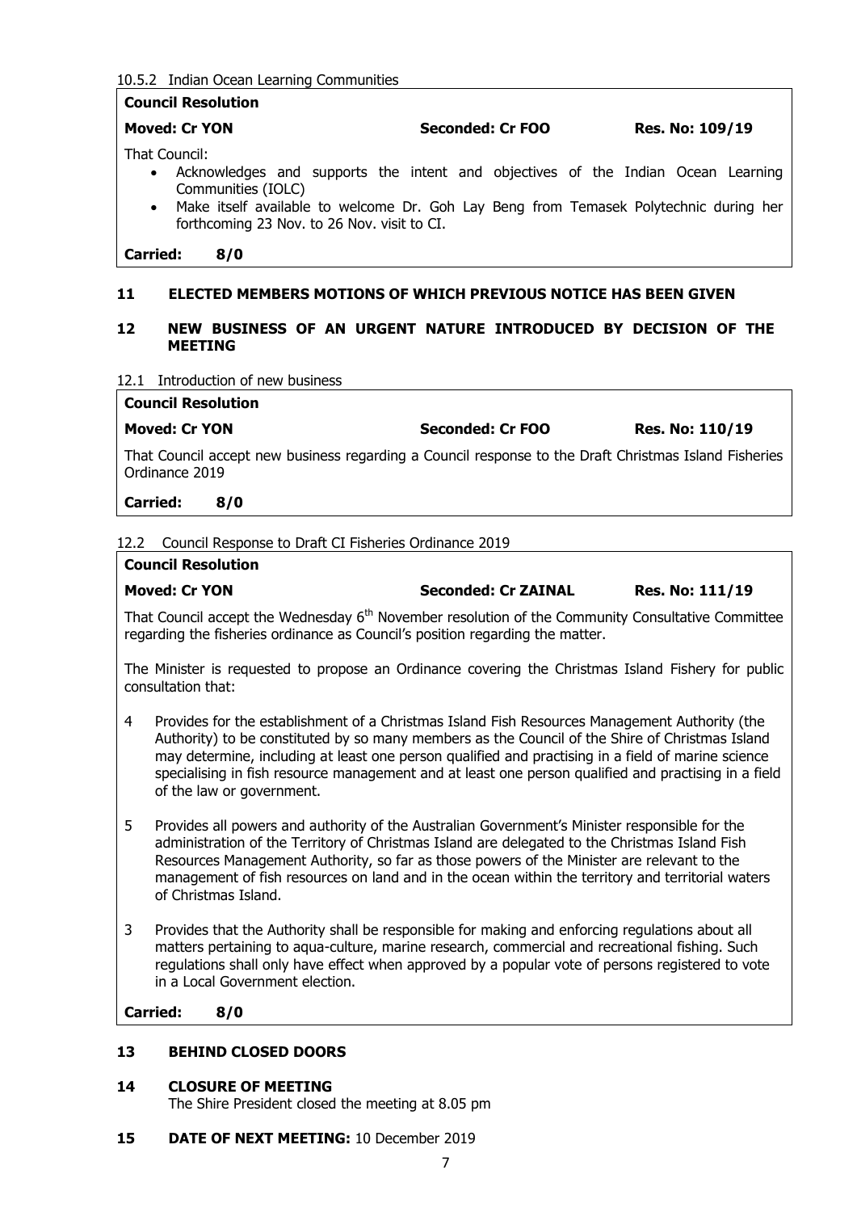10.5.2 Indian Ocean Learning Communities

**Council Resolution**

**Moved: Cr YON** **Seconded: Cr FOO** **Res. No: 109/19**

That Council:

- Acknowledges and supports the intent and objectives of the Indian Ocean Learning Communities (IOLC)
- Make itself available to welcome Dr. Goh Lay Beng from Temasek Polytechnic during her forthcoming 23 Nov. to 26 Nov. visit to CI.

**Carried: 8/0**

## 11 ELECTED MEMBERS MOTIONS OF WHICH PREVIOUS NOTICE HAS BEEN GIVEN

## 12 NEW BUSINESS OF AN URGENT NATURE INTRODUCED BY DECISION OF THE MEETING

12.1 Introduction of new business

**Council Resolution**

**Moved: Cr YON** **Seconded: Cr FOO** **Res. No: 110/19**

That Council accept new business regarding a Council response to the Draft Christmas Island Fisheries Ordinance 2019

**Carried: 8/0**

12.2 Council Response to Draft CI Fisheries Ordinance 2019

**Council Resolution**

**Moved: Cr YON** **Seconded: Cr ZAINAL** **Res. No: 111/19**

That Council accept the Wednesday 6th November resolution of the Community Consultative Committee regarding the fisheries ordinance as Council's position regarding the matter.

The Minister is requested to propose an Ordinance covering the Christmas Island Fishery for public consultation that:

4 Provides for the establishment of a Christmas Island Fish Resources Management Authority (the Authority) to be constituted by so many members as the Council of the Shire of Christmas Island may determine, including at least one person qualified and practising in a field of marine science specialising in fish resource management and at least one person qualified and practising in a field of the law or government.

5 Provides all powers and authority of the Australian Government's Minister responsible for the administration of the Territory of Christmas Island are delegated to the Christmas Island Fish Resources Management Authority, so far as those powers of the Minister are relevant to the management of fish resources on land and in the ocean within the territory and territorial waters of Christmas Island.

3 Provides that the Authority shall be responsible for making and enforcing regulations about all matters pertaining to aqua-culture, marine research, commercial and recreational fishing. Such regulations shall only have effect when approved by a popular vote of persons registered to vote in a Local Government election.

**Carried: 8/0**

## 13 BEHIND CLOSED DOORS

## 14 CLOSURE OF MEETING

The Shire President closed the meeting at 8.05 pm

## 15 DATE OF NEXT MEETING: 10 December 2019